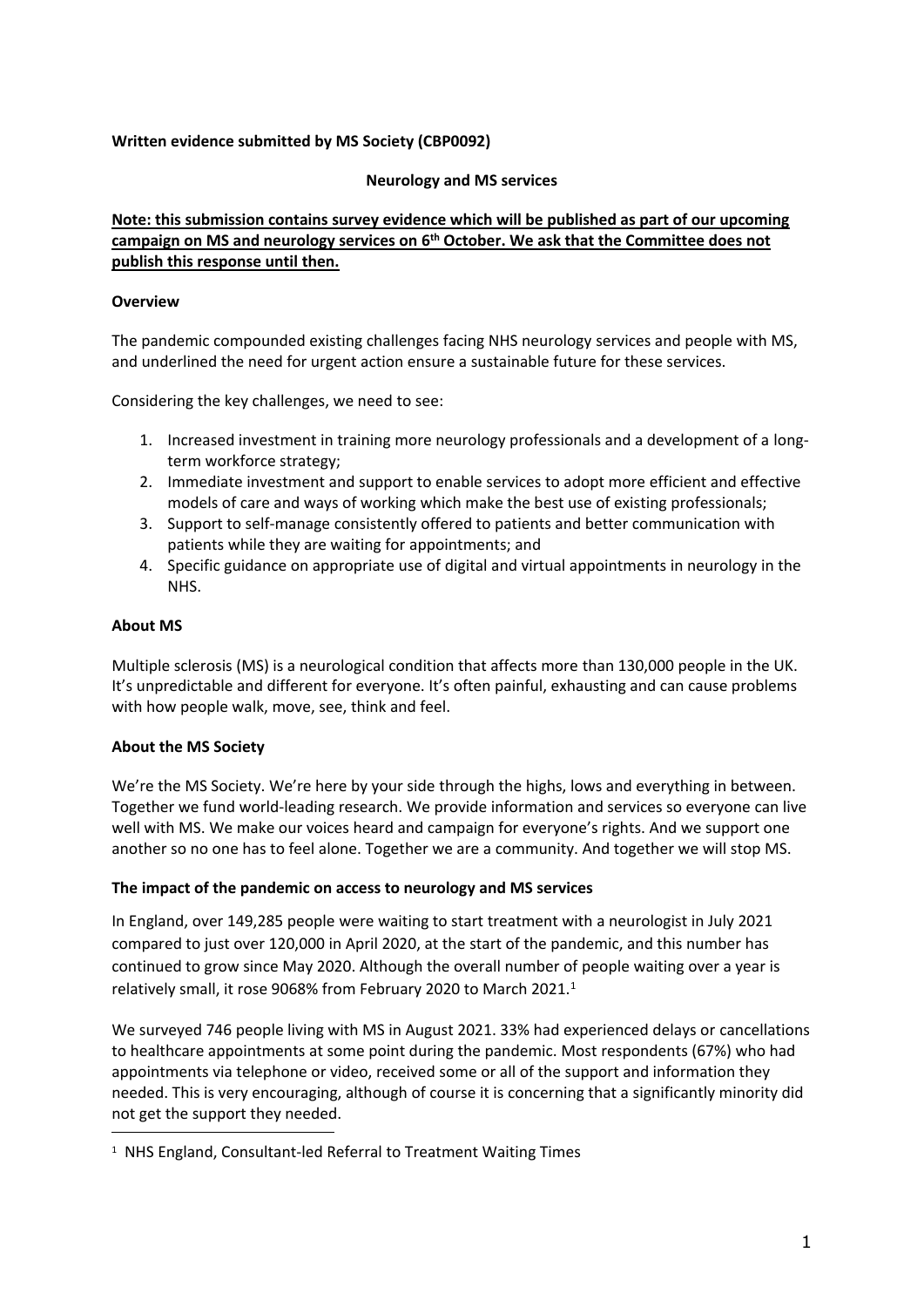**Written evidence submitted by MS Society (CBP0092)**

**Neurology and MS services**

**Note: this submission contains survey evidence which will be published as part of our upcoming campaign on MS and neurology services on 6th October. We ask that the Committee does not publish this response until then.**

**Overview**

The pandemic compounded existing challenges facing NHS neurology services and people with MS, and underlined the need for urgent action ensure a sustainable future for these services.

Considering the key challenges, we need to see:

1. Increased investment in training more neurology professionals and a development of a long-term workforce strategy;
2. Immediate investment and support to enable services to adopt more efficient and effective models of care and ways of working which make the best use of existing professionals;
3. Support to self-manage consistently offered to patients and better communication with patients while they are waiting for appointments; and
4. Specific guidance on appropriate use of digital and virtual appointments in neurology in the NHS.

**About MS**

Multiple sclerosis (MS) is a neurological condition that affects more than 130,000 people in the UK. It's unpredictable and different for everyone. It's often painful, exhausting and can cause problems with how people walk, move, see, think and feel.

**About the MS Society**

We're the MS Society. We're here by your side through the highs, lows and everything in between. Together we fund world-leading research. We provide information and services so everyone can live well with MS. We make our voices heard and campaign for everyone's rights. And we support one another so no one has to feel alone. Together we are a community. And together we will stop MS.

**The impact of the pandemic on access to neurology and MS services**

In England, over 149,285 people were waiting to start treatment with a neurologist in July 2021 compared to just over 120,000 in April 2020, at the start of the pandemic, and this number has continued to grow since May 2020. Although the overall number of people waiting over a year is relatively small, it rose 9068% from February 2020 to March 2021.[1]

We surveyed 746 people living with MS in August 2021. 33% had experienced delays or cancellations to healthcare appointments at some point during the pandemic. Most respondents (67%) who had appointments via telephone or video, received some or all of the support and information they needed. This is very encouraging, although of course it is concerning that a significantly minority did not get the support they needed.

[1] NHS England, Consultant-led Referral to Treatment Waiting Times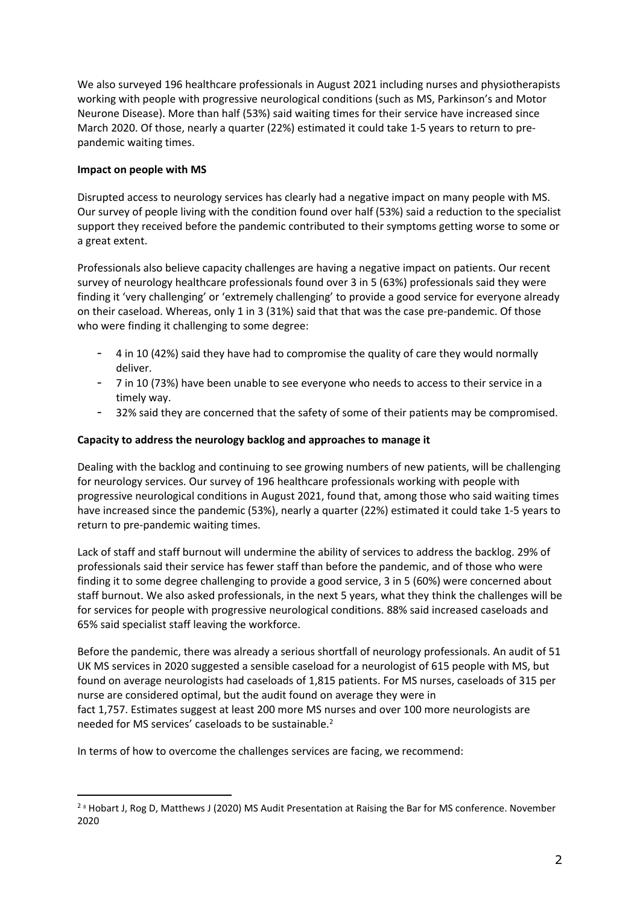We also surveyed 196 healthcare professionals in August 2021 including nurses and physiotherapists working with people with progressive neurological conditions (such as MS, Parkinson's and Motor Neurone Disease). More than half (53%) said waiting times for their service have increased since March 2020. Of those, nearly a quarter (22%) estimated it could take 1-5 years to return to pre-pandemic waiting times.

**Impact on people with MS**

Disrupted access to neurology services has clearly had a negative impact on many people with MS. Our survey of people living with the condition found over half (53%) said a reduction to the specialist support they received before the pandemic contributed to their symptoms getting worse to some or a great extent.

Professionals also believe capacity challenges are having a negative impact on patients. Our recent survey of neurology healthcare professionals found over 3 in 5 (63%) professionals said they were finding it 'very challenging' or 'extremely challenging' to provide a good service for everyone already on their caseload. Whereas, only 1 in 3 (31%) said that that was the case pre-pandemic. Of those who were finding it challenging to some degree:

- 4 in 10 (42%) said they have had to compromise the quality of care they would normally deliver.
- 7 in 10 (73%) have been unable to see everyone who needs to access to their service in a timely way.
- 32% said they are concerned that the safety of some of their patients may be compromised.

**Capacity to address the neurology backlog and approaches to manage it**

Dealing with the backlog and continuing to see growing numbers of new patients, will be challenging for neurology services. Our survey of 196 healthcare professionals working with people with progressive neurological conditions in August 2021, found that, among those who said waiting times have increased since the pandemic (53%), nearly a quarter (22%) estimated it could take 1-5 years to return to pre-pandemic waiting times.

Lack of staff and staff burnout will undermine the ability of services to address the backlog. 29% of professionals said their service has fewer staff than before the pandemic, and of those who were finding it to some degree challenging to provide a good service, 3 in 5 (60%) were concerned about staff burnout. We also asked professionals, in the next 5 years, what they think the challenges will be for services for people with progressive neurological conditions. 88% said increased caseloads and 65% said specialist staff leaving the workforce.

Before the pandemic, there was already a serious shortfall of neurology professionals. An audit of 51 UK MS services in 2020 suggested a sensible caseload for a neurologist of 615 people with MS, but found on average neurologists had caseloads of 1,815 patients. For MS nurses, caseloads of 315 per nurse are considered optimal, but the audit found on average they were in fact 1,757. Estimates suggest at least 200 more MS nurses and over 100 more neurologists are needed for MS services' caseloads to be sustainable.[2]

In terms of how to overcome the challenges services are facing, we recommend:

---

[2] [8] Hobart J, Rog D, Matthews J (2020) MS Audit Presentation at Raising the Bar for MS conference. November 2020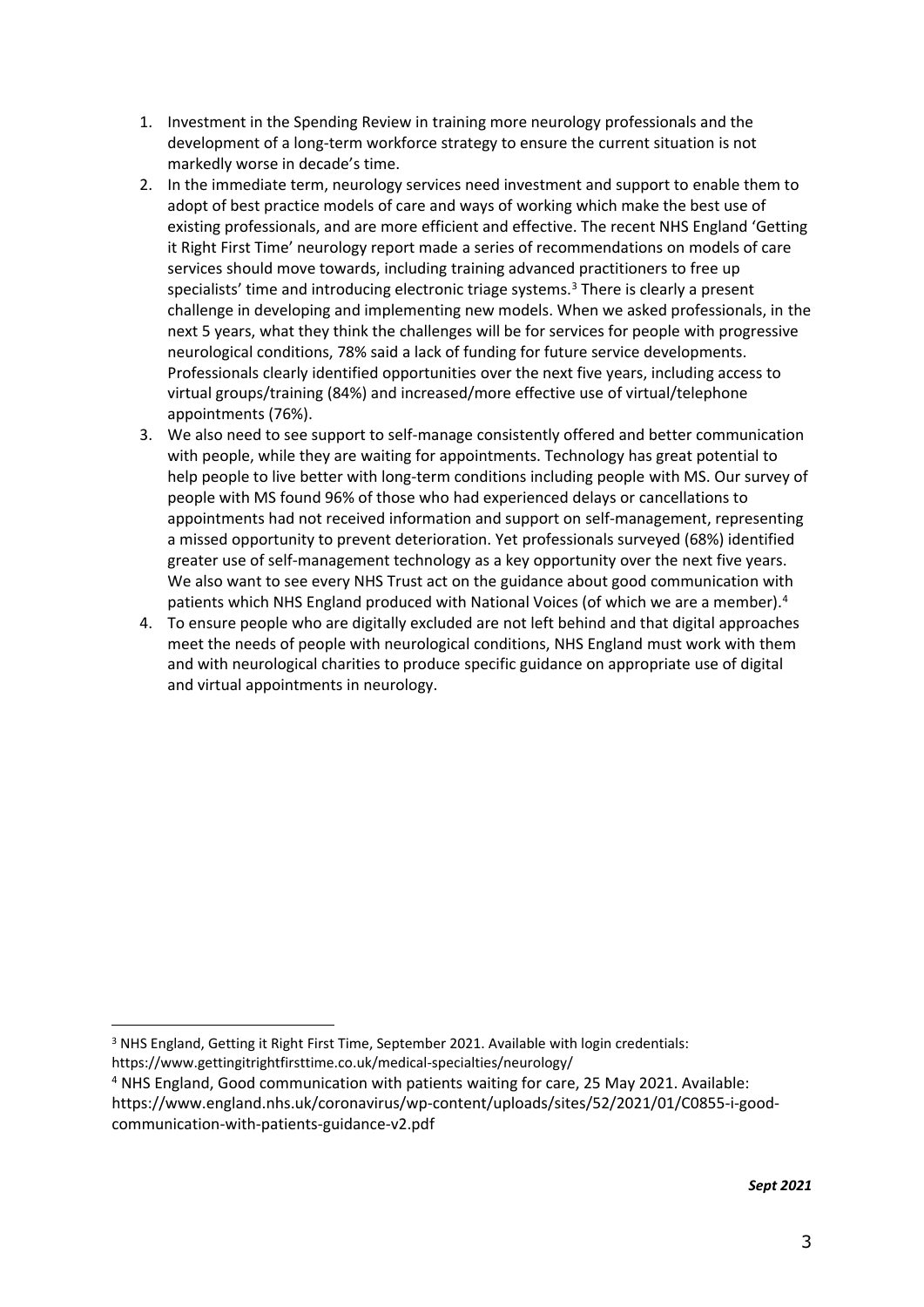1. Investment in the Spending Review in training more neurology professionals and the development of a long-term workforce strategy to ensure the current situation is not markedly worse in decade's time.
2. In the immediate term, neurology services need investment and support to enable them to adopt of best practice models of care and ways of working which make the best use of existing professionals, and are more efficient and effective. The recent NHS England 'Getting it Right First Time' neurology report made a series of recommendations on models of care services should move towards, including training advanced practitioners to free up specialists' time and introducing electronic triage systems.[3] There is clearly a present challenge in developing and implementing new models. When we asked professionals, in the next 5 years, what they think the challenges will be for services for people with progressive neurological conditions, 78% said a lack of funding for future service developments. Professionals clearly identified opportunities over the next five years, including access to virtual groups/training (84%) and increased/more effective use of virtual/telephone appointments (76%).
3. We also need to see support to self-manage consistently offered and better communication with people, while they are waiting for appointments. Technology has great potential to help people to live better with long-term conditions including people with MS. Our survey of people with MS found 96% of those who had experienced delays or cancellations to appointments had not received information and support on self-management, representing a missed opportunity to prevent deterioration. Yet professionals surveyed (68%) identified greater use of self-management technology as a key opportunity over the next five years. We also want to see every NHS Trust act on the guidance about good communication with patients which NHS England produced with National Voices (of which we are a member).[4]
4. To ensure people who are digitally excluded are not left behind and that digital approaches meet the needs of people with neurological conditions, NHS England must work with them and with neurological charities to produce specific guidance on appropriate use of digital and virtual appointments in neurology.

[3] NHS England, Getting it Right First Time, September 2021. Available with login credentials: https://www.gettingitrightfirsttime.co.uk/medical-specialties/neurology/

[4] NHS England, Good communication with patients waiting for care, 25 May 2021. Available: https://www.england.nhs.uk/coronavirus/wp-content/uploads/sites/52/2021/01/C0855-i-good-communication-with-patients-guidance-v2.pdf

***Sept 2021***